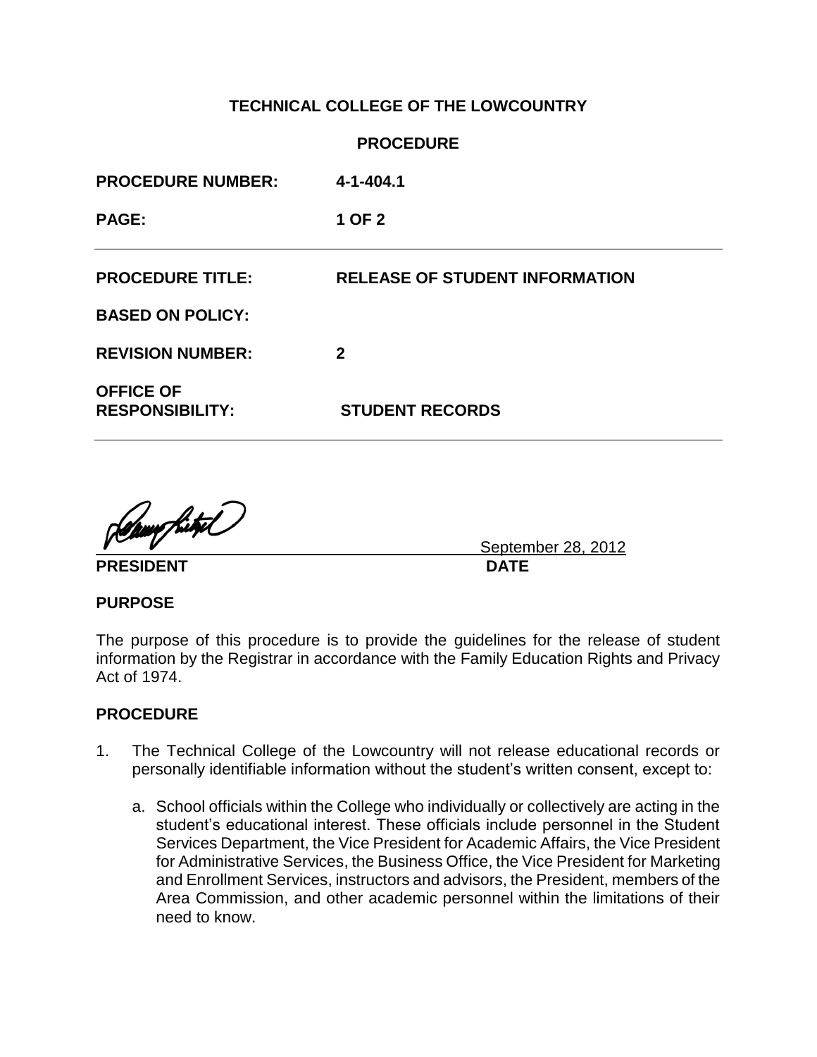**TECHNICAL COLLEGE OF THE LOWCOUNTRY**

**PROCEDURE**

| | |
|---|---|
| **PROCEDURE NUMBER:** | **4-1-404.1** |
| **PAGE:** | **1 OF 2** |
| **PROCEDURE TITLE:** | **RELEASE OF STUDENT INFORMATION** |
| **BASED ON POLICY:** | |
| **REVISION NUMBER:** | **2** |
| **OFFICE OF RESPONSIBILITY:** | **STUDENT RECORDS** |

September 28, 2012

**PRESIDENT** **DATE**

## PURPOSE

The purpose of this procedure is to provide the guidelines for the release of student information by the Registrar in accordance with the Family Education Rights and Privacy Act of 1974.

## PROCEDURE

1. The Technical College of the Lowcountry will not release educational records or personally identifiable information without the student's written consent, except to:

   a. School officials within the College who individually or collectively are acting in the student's educational interest. These officials include personnel in the Student Services Department, the Vice President for Academic Affairs, the Vice President for Administrative Services, the Business Office, the Vice President for Marketing and Enrollment Services, instructors and advisors, the President, members of the Area Commission, and other academic personnel within the limitations of their need to know.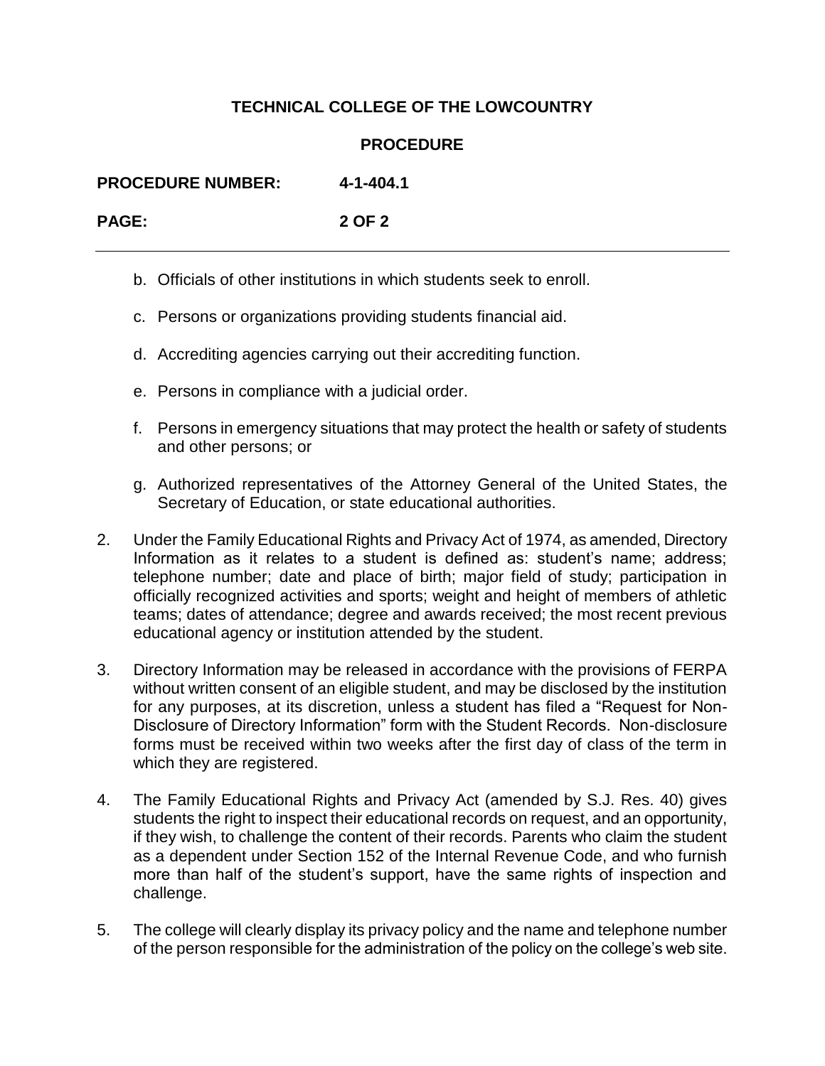b. Officials of other institutions in which students seek to enroll.

c. Persons or organizations providing students financial aid.

d. Accrediting agencies carrying out their accrediting function.

e. Persons in compliance with a judicial order.

f. Persons in emergency situations that may protect the health or safety of students and other persons; or

g. Authorized representatives of the Attorney General of the United States, the Secretary of Education, or state educational authorities.

2. Under the Family Educational Rights and Privacy Act of 1974, as amended, Directory Information as it relates to a student is defined as: student's name; address; telephone number; date and place of birth; major field of study; participation in officially recognized activities and sports; weight and height of members of athletic teams; dates of attendance; degree and awards received; the most recent previous educational agency or institution attended by the student.

3. Directory Information may be released in accordance with the provisions of FERPA without written consent of an eligible student, and may be disclosed by the institution for any purposes, at its discretion, unless a student has filed a "Request for Non-Disclosure of Directory Information" form with the Student Records. Non-disclosure forms must be received within two weeks after the first day of class of the term in which they are registered.

4. The Family Educational Rights and Privacy Act (amended by S.J. Res. 40) gives students the right to inspect their educational records on request, and an opportunity, if they wish, to challenge the content of their records. Parents who claim the student as a dependent under Section 152 of the Internal Revenue Code, and who furnish more than half of the student's support, have the same rights of inspection and challenge.

5. The college will clearly display its privacy policy and the name and telephone number of the person responsible for the administration of the policy on the college's web site.